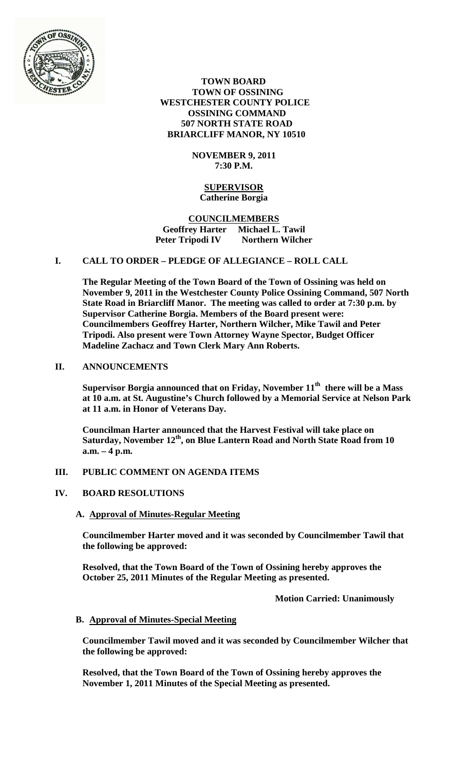**TOWN BOARD**
**TOWN OF OSSINING**
**WESTCHESTER COUNTY POLICE**
**OSSINING COMMAND**
**507 NORTH STATE ROAD**
**BRIARCLIFF MANOR, NY 10510**

**NOVEMBER 9, 2011**
**7:30 P.M.**

**SUPERVISOR**
**Catherine Borgia**

**COUNCILMEMBERS**
**Geoffrey Harter    Michael L. Tawil**
**Peter Tripodi IV    Northern Wilcher**

## I. CALL TO ORDER – PLEDGE OF ALLEGIANCE – ROLL CALL

**The Regular Meeting of the Town Board of the Town of Ossining was held on November 9, 2011 in the Westchester County Police Ossining Command, 507 North State Road in Briarcliff Manor. The meeting was called to order at 7:30 p.m. by Supervisor Catherine Borgia. Members of the Board present were: Councilmembers Geoffrey Harter, Northern Wilcher, Mike Tawil and Peter Tripodi. Also present were Town Attorney Wayne Spector, Budget Officer Madeline Zachacz and Town Clerk Mary Ann Roberts.**

## II. ANNOUNCEMENTS

**Supervisor Borgia announced that on Friday, November 11th there will be a Mass at 10 a.m. at St. Augustine's Church followed by a Memorial Service at Nelson Park at 11 a.m. in Honor of Veterans Day.**

**Councilman Harter announced that the Harvest Festival will take place on Saturday, November 12th, on Blue Lantern Road and North State Road from 10 a.m. – 4 p.m.**

## III. PUBLIC COMMENT ON AGENDA ITEMS

## IV. BOARD RESOLUTIONS

### A. Approval of Minutes-Regular Meeting

**Councilmember Harter moved and it was seconded by Councilmember Tawil that the following be approved:**

**Resolved, that the Town Board of the Town of Ossining hereby approves the October 25, 2011 Minutes of the Regular Meeting as presented.**

**Motion Carried: Unanimously**

### B. Approval of Minutes-Special Meeting

**Councilmember Tawil moved and it was seconded by Councilmember Wilcher that the following be approved:**

**Resolved, that the Town Board of the Town of Ossining hereby approves the November 1, 2011 Minutes of the Special Meeting as presented.**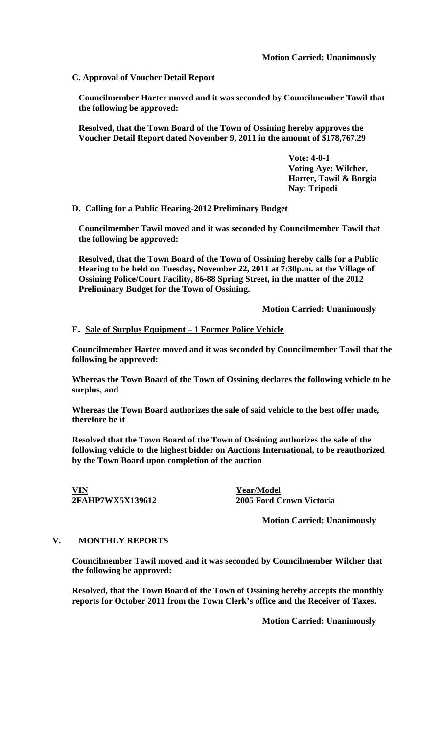**Motion Carried: Unanimously**

**C. Approval of Voucher Detail Report**

**Councilmember Harter moved and it was seconded by Councilmember Tawil that the following be approved:**

**Resolved, that the Town Board of the Town of Ossining hereby approves the Voucher Detail Report dated November 9, 2011 in the amount of $178,767.29**

**Vote: 4-0-1**
**Voting Aye: Wilcher, Harter, Tawil & Borgia**
**Nay: Tripodi**

**D. Calling for a Public Hearing-2012 Preliminary Budget**

**Councilmember Tawil moved and it was seconded by Councilmember Tawil that the following be approved:**

**Resolved, that the Town Board of the Town of Ossining hereby calls for a Public Hearing to be held on Tuesday, November 22, 2011 at 7:30p.m. at the Village of Ossining Police/Court Facility, 86-88 Spring Street, in the matter of the 2012 Preliminary Budget for the Town of Ossining.**

**Motion Carried: Unanimously**

**E. Sale of Surplus Equipment – 1 Former Police Vehicle**

**Councilmember Harter moved and it was seconded by Councilmember Tawil that the following be approved:**

**Whereas the Town Board of the Town of Ossining declares the following vehicle to be surplus, and**

**Whereas the Town Board authorizes the sale of said vehicle to the best offer made, therefore be it**

**Resolved that the Town Board of the Town of Ossining authorizes the sale of the following vehicle to the highest bidder on Auctions International, to be reauthorized by the Town Board upon completion of the auction**

| VIN | Year/Model |
|---|---|
| 2FAHP7WX5X139612 | 2005 Ford Crown Victoria |

**Motion Carried: Unanimously**

## V. MONTHLY REPORTS

**Councilmember Tawil moved and it was seconded by Councilmember Wilcher that the following be approved:**

**Resolved, that the Town Board of the Town of Ossining hereby accepts the monthly reports for October 2011 from the Town Clerk's office and the Receiver of Taxes.**

**Motion Carried: Unanimously**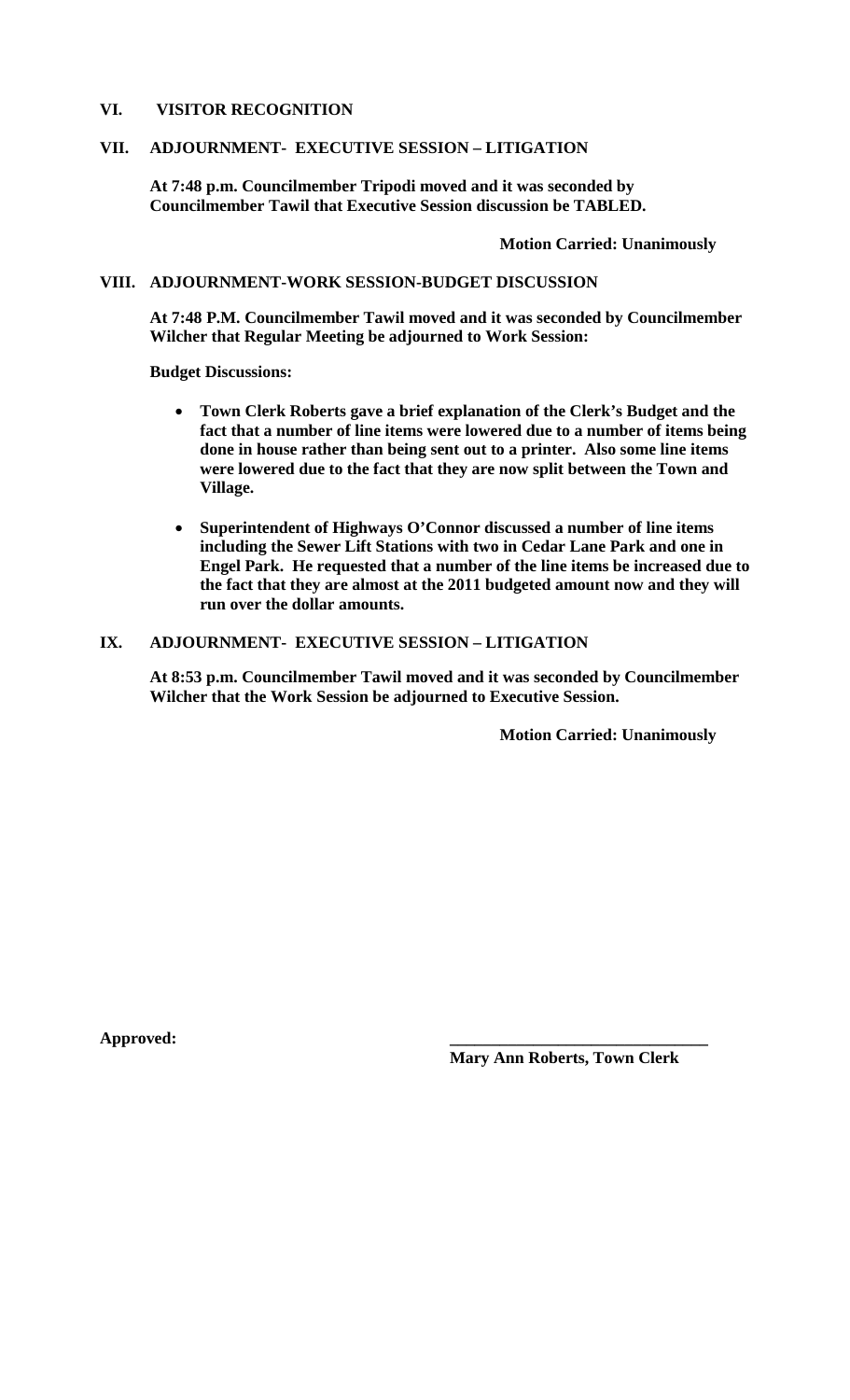## VI. VISITOR RECOGNITION

## VII. ADJOURNMENT- EXECUTIVE SESSION – LITIGATION

**At 7:48 p.m. Councilmember Tripodi moved and it was seconded by Councilmember Tawil that Executive Session discussion be TABLED.**

**Motion Carried: Unanimously**

## VIII. ADJOURNMENT-WORK SESSION-BUDGET DISCUSSION

**At 7:48 P.M. Councilmember Tawil moved and it was seconded by Councilmember Wilcher that Regular Meeting be adjourned to Work Session:**

**Budget Discussions:**

- **Town Clerk Roberts gave a brief explanation of the Clerk's Budget and the fact that a number of line items were lowered due to a number of items being done in house rather than being sent out to a printer. Also some line items were lowered due to the fact that they are now split between the Town and Village.**
- **Superintendent of Highways O'Connor discussed a number of line items including the Sewer Lift Stations with two in Cedar Lane Park and one in Engel Park. He requested that a number of the line items be increased due to the fact that they are almost at the 2011 budgeted amount now and they will run over the dollar amounts.**

## IX. ADJOURNMENT- EXECUTIVE SESSION – LITIGATION

**At 8:53 p.m. Councilmember Tawil moved and it was seconded by Councilmember Wilcher that the Work Session be adjourned to Executive Session.**

**Motion Carried: Unanimously**

**Approved:** \_\_\_\_\_\_\_\_\_\_\_\_\_\_\_\_\_\_\_\_\_\_\_\_\_\_\_\_\_\_

**Mary Ann Roberts, Town Clerk**